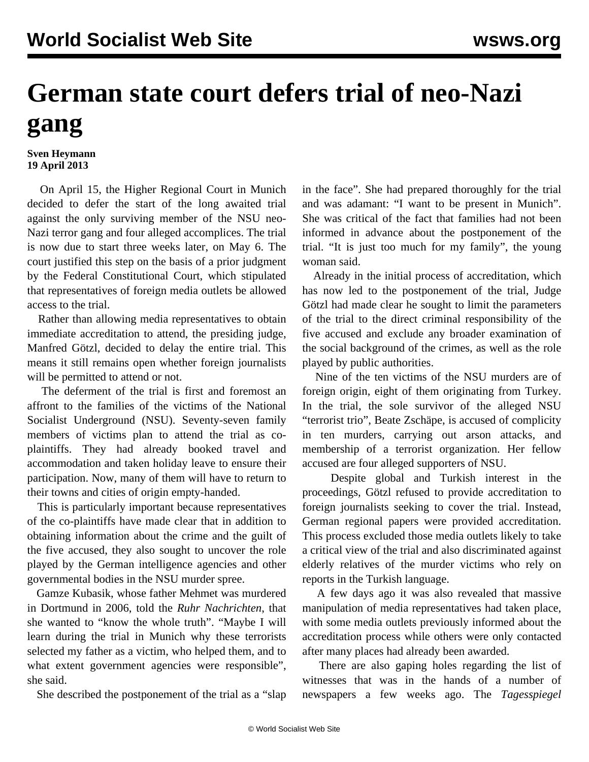# German state court defers trial of neo-Nazi gang

**Sven Heymann**
**19 April 2013**

On April 15, the Higher Regional Court in Munich decided to defer the start of the long awaited trial against the only surviving member of the NSU neo-Nazi terror gang and four alleged accomplices. The trial is now due to start three weeks later, on May 6. The court justified this step on the basis of a prior judgment by the Federal Constitutional Court, which stipulated that representatives of foreign media outlets be allowed access to the trial.

Rather than allowing media representatives to obtain immediate accreditation to attend, the presiding judge, Manfred Götzl, decided to delay the entire trial. This means it still remains open whether foreign journalists will be permitted to attend or not.

The deferment of the trial is first and foremost an affront to the families of the victims of the National Socialist Underground (NSU). Seventy-seven family members of victims plan to attend the trial as co-plaintiffs. They had already booked travel and accommodation and taken holiday leave to ensure their participation. Now, many of them will have to return to their towns and cities of origin empty-handed.

This is particularly important because representatives of the co-plaintiffs have made clear that in addition to obtaining information about the crime and the guilt of the five accused, they also sought to uncover the role played by the German intelligence agencies and other governmental bodies in the NSU murder spree.

Gamze Kubasik, whose father Mehmet was murdered in Dortmund in 2006, told the *Ruhr Nachrichten*, that she wanted to "know the whole truth". "Maybe I will learn during the trial in Munich why these terrorists selected my father as a victim, who helped them, and to what extent government agencies were responsible", she said.

She described the postponement of the trial as a "slap in the face". She had prepared thoroughly for the trial and was adamant: "I want to be present in Munich". She was critical of the fact that families had not been informed in advance about the postponement of the trial. "It is just too much for my family", the young woman said.

Already in the initial process of accreditation, which has now led to the postponement of the trial, Judge Götzl had made clear he sought to limit the parameters of the trial to the direct criminal responsibility of the five accused and exclude any broader examination of the social background of the crimes, as well as the role played by public authorities.

Nine of the ten victims of the NSU murders are of foreign origin, eight of them originating from Turkey. In the trial, the sole survivor of the alleged NSU "terrorist trio", Beate Zschäpe, is accused of complicity in ten murders, carrying out arson attacks, and membership of a terrorist organization. Her fellow accused are four alleged supporters of NSU.

Despite global and Turkish interest in the proceedings, Götzl refused to provide accreditation to foreign journalists seeking to cover the trial. Instead, German regional papers were provided accreditation. This process excluded those media outlets likely to take a critical view of the trial and also discriminated against elderly relatives of the murder victims who rely on reports in the Turkish language.

A few days ago it was also revealed that massive manipulation of media representatives had taken place, with some media outlets previously informed about the accreditation process while others were only contacted after many places had already been awarded.

There are also gaping holes regarding the list of witnesses that was in the hands of a number of newspapers a few weeks ago. The *Tagesspiegel*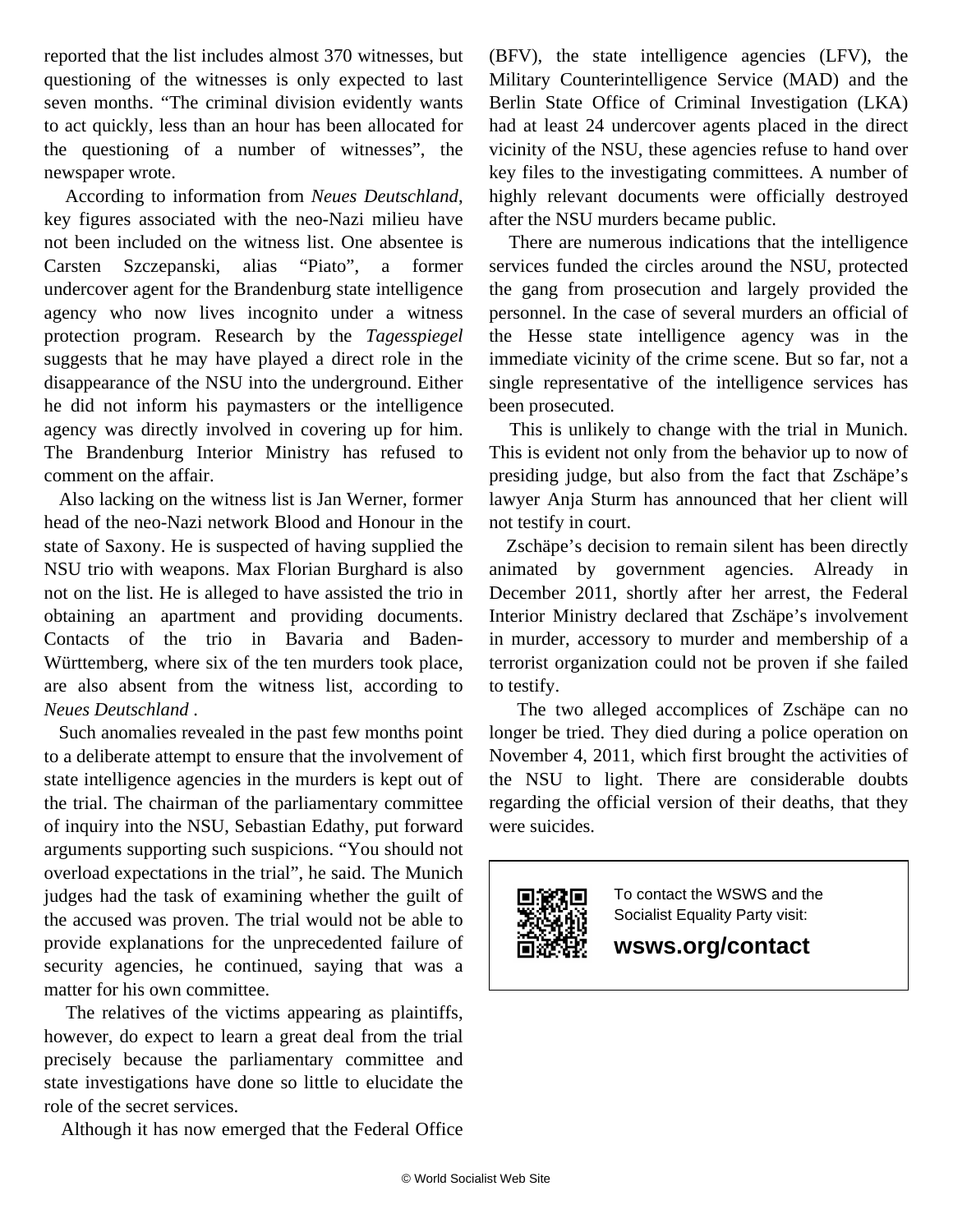reported that the list includes almost 370 witnesses, but questioning of the witnesses is only expected to last seven months. “The criminal division evidently wants to act quickly, less than an hour has been allocated for the questioning of a number of witnesses”, the newspaper wrote.

According to information from *Neues Deutschland*, key figures associated with the neo-Nazi milieu have not been included on the witness list. One absentee is Carsten Szczepanski, alias “Piato”, a former undercover agent for the Brandenburg state intelligence agency who now lives incognito under a witness protection program. Research by the *Tagesspiegel* suggests that he may have played a direct role in the disappearance of the NSU into the underground. Either he did not inform his paymasters or the intelligence agency was directly involved in covering up for him. The Brandenburg Interior Ministry has refused to comment on the affair.

Also lacking on the witness list is Jan Werner, former head of the neo-Nazi network Blood and Honour in the state of Saxony. He is suspected of having supplied the NSU trio with weapons. Max Florian Burghard is also not on the list. He is alleged to have assisted the trio in obtaining an apartment and providing documents. Contacts of the trio in Bavaria and Baden-Württemberg, where six of the ten murders took place, are also absent from the witness list, according to *Neues Deutschland* .

Such anomalies revealed in the past few months point to a deliberate attempt to ensure that the involvement of state intelligence agencies in the murders is kept out of the trial. The chairman of the parliamentary committee of inquiry into the NSU, Sebastian Edathy, put forward arguments supporting such suspicions. “You should not overload expectations in the trial”, he said. The Munich judges had the task of examining whether the guilt of the accused was proven. The trial would not be able to provide explanations for the unprecedented failure of security agencies, he continued, saying that was a matter for his own committee.

The relatives of the victims appearing as plaintiffs, however, do expect to learn a great deal from the trial precisely because the parliamentary committee and state investigations have done so little to elucidate the role of the secret services.

Although it has now emerged that the Federal Office (BFV), the state intelligence agencies (LFV), the Military Counterintelligence Service (MAD) and the Berlin State Office of Criminal Investigation (LKA) had at least 24 undercover agents placed in the direct vicinity of the NSU, these agencies refuse to hand over key files to the investigating committees. A number of highly relevant documents were officially destroyed after the NSU murders became public.

There are numerous indications that the intelligence services funded the circles around the NSU, protected the gang from prosecution and largely provided the personnel. In the case of several murders an official of the Hesse state intelligence agency was in the immediate vicinity of the crime scene. But so far, not a single representative of the intelligence services has been prosecuted.

This is unlikely to change with the trial in Munich. This is evident not only from the behavior up to now of presiding judge, but also from the fact that Zschäpe’s lawyer Anja Sturm has announced that her client will not testify in court.

Zschäpe’s decision to remain silent has been directly animated by government agencies. Already in December 2011, shortly after her arrest, the Federal Interior Ministry declared that Zschäpe’s involvement in murder, accessory to murder and membership of a terrorist organization could not be proven if she failed to testify.

The two alleged accomplices of Zschäpe can no longer be tried. They died during a police operation on November 4, 2011, which first brought the activities of the NSU to light. There are considerable doubts regarding the official version of their deaths, that they were suicides.

To contact the WSWS and the Socialist Equality Party visit:

**wsws.org/contact**